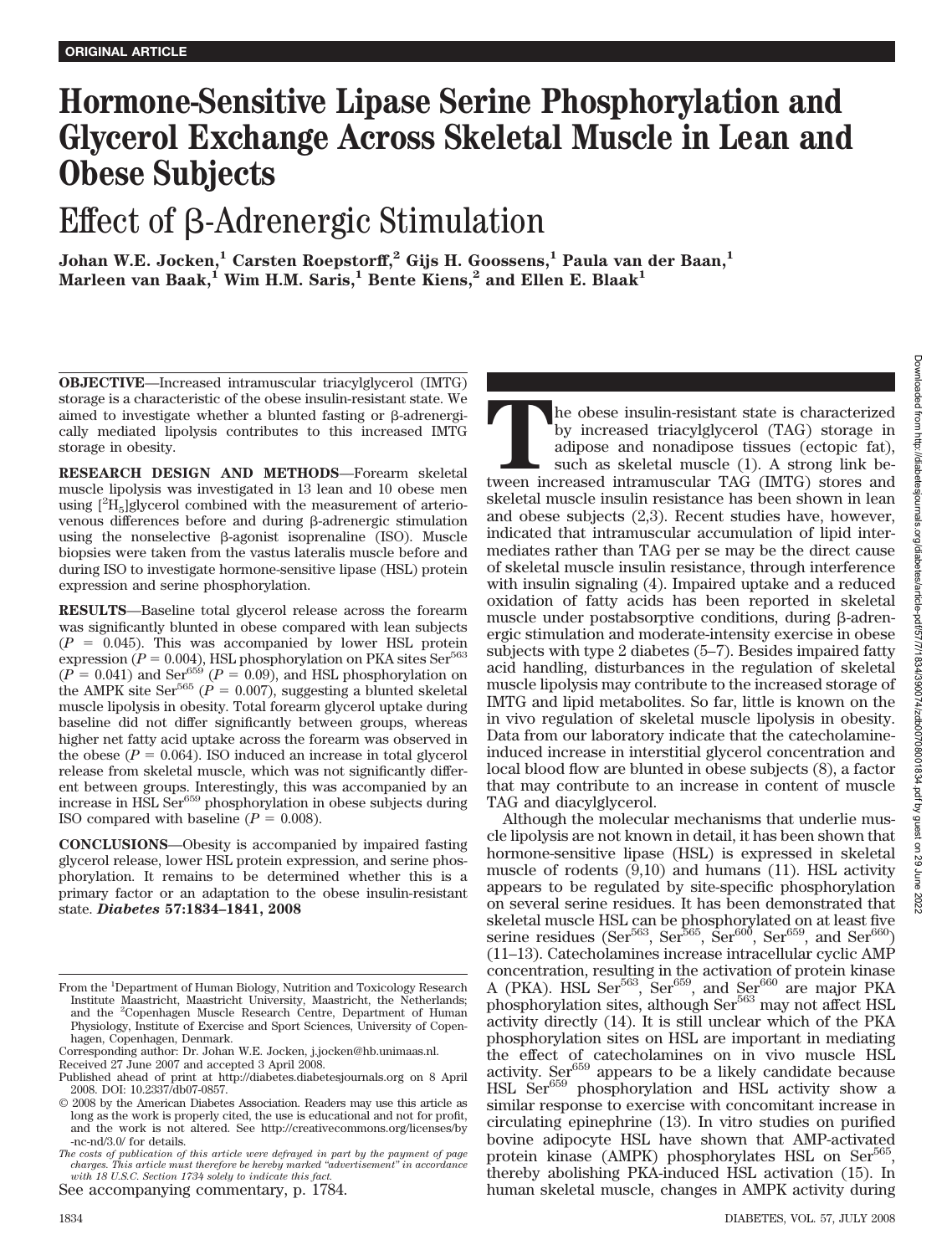ORIGINAL ARTICLE

# Hormone-Sensitive Lipase Serine Phosphorylation and Glycerol Exchange Across Skeletal Muscle in Lean and Obese Subjects

## Effect of β-Adrenergic Stimulation

**Johan W.E. Jocken,[1] Carsten Roepstorff,[2] Gijs H. Goossens,[1] Paula van der Baan,[1] Marleen van Baak,[1] Wim H.M. Saris,[1] Bente Kiens,[2] and Ellen E. Blaak[1]**

**OBJECTIVE**—Increased intramuscular triacylglycerol (IMTG) storage is a characteristic of the obese insulin-resistant state. We aimed to investigate whether a blunted fasting or β-adrenergically mediated lipolysis contributes to this increased IMTG storage in obesity.

**RESEARCH DESIGN AND METHODS**—Forearm skeletal muscle lipolysis was investigated in 13 lean and 10 obese men using [$^2H_5$]glycerol combined with the measurement of arteriovenous differences before and during β-adrenergic stimulation using the nonselective β-agonist isoprenaline (ISO). Muscle biopsies were taken from the vastus lateralis muscle before and during ISO to investigate hormone-sensitive lipase (HSL) protein expression and serine phosphorylation.

**RESULTS**—Baseline total glycerol release across the forearm was significantly blunted in obese compared with lean subjects ($P$ = 0.045). This was accompanied by lower HSL protein expression ($P$ = 0.004), HSL phosphorylation on PKA sites Ser$^{563}$ ($P$ = 0.041) and Ser$^{659}$ ($P$ = 0.09), and HSL phosphorylation on the AMPK site Ser$^{565}$ ($P$ = 0.007), suggesting a blunted skeletal muscle lipolysis in obesity. Total forearm glycerol uptake during baseline did not differ significantly between groups, whereas higher net fatty acid uptake across the forearm was observed in the obese ($P$ = 0.064). ISO induced an increase in total glycerol release from skeletal muscle, which was not significantly different between groups. Interestingly, this was accompanied by an increase in HSL Ser$^{659}$ phosphorylation in obese subjects during ISO compared with baseline ($P$ = 0.008).

**CONCLUSIONS**—Obesity is accompanied by impaired fasting glycerol release, lower HSL protein expression, and serine phosphorylation. It remains to be determined whether this is a primary factor or an adaptation to the obese insulin-resistant state. ***Diabetes* 57:1834–1841, 2008**

The obese insulin-resistant state is characterized by increased triacylglycerol (TAG) storage in adipose and nonadipose tissues (ectopic fat), such as skeletal muscle (1). A strong link between increased intramuscular TAG (IMTG) stores and skeletal muscle insulin resistance has been shown in lean and obese subjects (2,3). Recent studies have, however, indicated that intramuscular accumulation of lipid intermediates rather than TAG per se may be the direct cause of skeletal muscle insulin resistance, through interference with insulin signaling (4). Impaired uptake and a reduced oxidation of fatty acids has been reported in skeletal muscle under postabsorptive conditions, during β-adrenergic stimulation and moderate-intensity exercise in obese subjects with type 2 diabetes (5–7). Besides impaired fatty acid handling, disturbances in the regulation of skeletal muscle lipolysis may contribute to the increased storage of IMTG and lipid metabolites. So far, little is known on the in vivo regulation of skeletal muscle lipolysis in obesity. Data from our laboratory indicate that the catecholamine-induced increase in interstitial glycerol concentration and local blood flow are blunted in obese subjects (8), a factor that may contribute to an increase in content of muscle TAG and diacylglycerol.

Although the molecular mechanisms that underlie muscle lipolysis are not known in detail, it has been shown that hormone-sensitive lipase (HSL) is expressed in skeletal muscle of rodents (9,10) and humans (11). HSL activity appears to be regulated by site-specific phosphorylation on several serine residues. It has been demonstrated that skeletal muscle HSL can be phosphorylated on at least five serine residues (Ser$^{563}$, Ser$^{565}$, Ser$^{600}$, Ser$^{659}$, and Ser$^{660}$) (11–13). Catecholamines increase intracellular cyclic AMP concentration, resulting in the activation of protein kinase A (PKA). HSL Ser$^{563}$, Ser$^{659}$, and Ser$^{660}$ are major PKA phosphorylation sites, although Ser$^{563}$ may not affect HSL activity directly (14). It is still unclear which of the PKA phosphorylation sites on HSL are important in mediating the effect of catecholamines on in vivo muscle HSL activity. Ser$^{659}$ appears to be a likely candidate because HSL Ser$^{659}$ phosphorylation and HSL activity show a similar response to exercise with concomitant increase in circulating epinephrine (13). In vitro studies on purified bovine adipocyte HSL have shown that AMP-activated protein kinase (AMPK) phosphorylates HSL on Ser$^{565}$, thereby abolishing PKA-induced HSL activation (15). In human skeletal muscle, changes in AMPK activity during

From the [1]Department of Human Biology, Nutrition and Toxicology Research Institute Maastricht, Maastricht University, Maastricht, the Netherlands; and the [2]Copenhagen Muscle Research Centre, Department of Human Physiology, Institute of Exercise and Sport Sciences, University of Copenhagen, Copenhagen, Denmark.

Corresponding author: Dr. Johan W.E. Jocken, j.jocken@hb.unimaas.nl.

Received 27 June 2007 and accepted 3 April 2008.

Published ahead of print at http://diabetes.diabetesjournals.org on 8 April 2008. DOI: 10.2337/db07-0857.

© 2008 by the American Diabetes Association. Readers may use this article as long as the work is properly cited, the use is educational and not for profit, and the work is not altered. See http://creativecommons.org/licenses/by-nc-nd/3.0/ for details.

*The costs of publication of this article were defrayed in part by the payment of page charges. This article must therefore be hereby marked "advertisement" in accordance with 18 U.S.C. Section 1734 solely to indicate this fact.*

See accompanying commentary, p. 1784.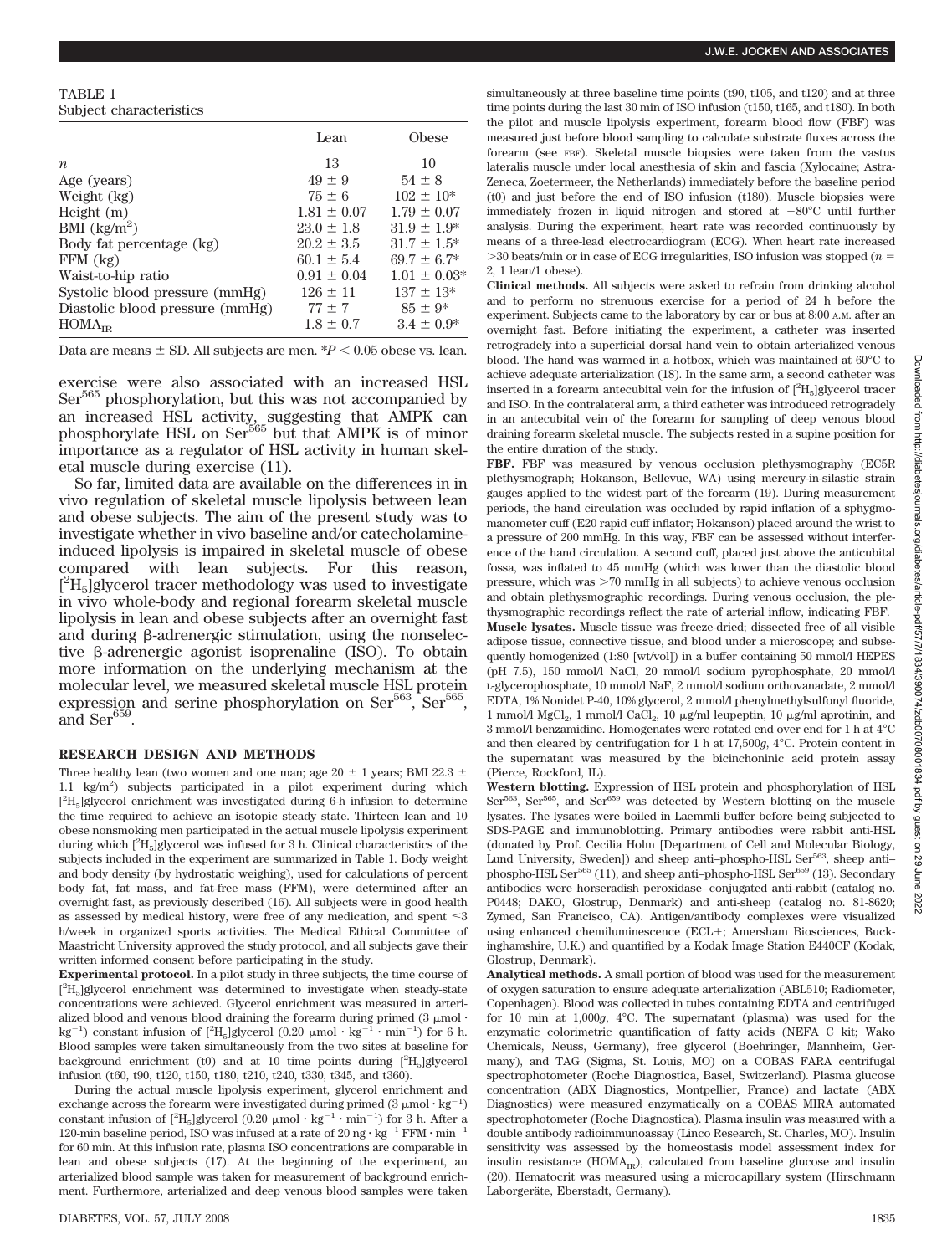TABLE 1
Subject characteristics

| | Lean | Obese |
|---|---|---|
| $n$ | 13 | 10 |
| Age (years) | 49 ± 9 | 54 ± 8 |
| Weight (kg) | 75 ± 6 | 102 ± 10* |
| Height (m) | 1.81 ± 0.07 | 1.79 ± 0.07 |
| BMI (kg/m$^2$) | 23.0 ± 1.8 | 31.9 ± 1.9* |
| Body fat percentage (kg) | 20.2 ± 3.5 | 31.7 ± 1.5* |
| FFM (kg) | 60.1 ± 5.4 | 69.7 ± 6.7* |
| Waist-to-hip ratio | 0.91 ± 0.04 | 1.01 ± 0.03* |
| Systolic blood pressure (mmHg) | 126 ± 11 | 137 ± 13* |
| Diastolic blood pressure (mmHg) | 77 ± 7 | 85 ± 9* |
| $HOMA_{IR}$ | 1.8 ± 0.7 | 3.4 ± 0.9* |

Data are means ± SD. All subjects are men. *$P < 0.05$ obese vs. lean.

exercise were also associated with an increased HSL $Ser^{565}$ phosphorylation, but this was not accompanied by an increased HSL activity, suggesting that AMPK can phosphorylate HSL on $Ser^{565}$ but that AMPK is of minor importance as a regulator of HSL activity in human skeletal muscle during exercise (11).

So far, limited data are available on the differences in in vivo regulation of skeletal muscle lipolysis between lean and obese subjects. The aim of the present study was to investigate whether in vivo baseline and/or catecholamine-induced lipolysis is impaired in skeletal muscle of obese compared with lean subjects. For this reason, [$^2H_5$]glycerol tracer methodology was used to investigate in vivo whole-body and regional forearm skeletal muscle lipolysis in lean and obese subjects after an overnight fast and during β-adrenergic stimulation, using the nonselective β-adrenergic agonist isoprenaline (ISO). To obtain more information on the underlying mechanism at the molecular level, we measured skeletal muscle HSL protein expression and serine phosphorylation on $Ser^{563}$, $Ser^{565}$, and $Ser^{659}$.

## RESEARCH DESIGN AND METHODS

Three healthy lean (two women and one man; age 20 ± 1 years; BMI 22.3 ± 1.1 kg/m$^2$) subjects participated in a pilot experiment during which [$^2H_5$]glycerol enrichment was investigated during 6-h infusion to determine the time required to achieve an isotopic steady state. Thirteen lean and 10 obese nonsmoking men participated in the actual muscle lipolysis experiment during which [$^2H_5$]glycerol was infused for 3 h. Clinical characteristics of the subjects included in the experiment are summarized in Table 1. Body weight and body density (by hydrostatic weighing), used for calculations of percent body fat, fat mass, and fat-free mass (FFM), were determined after an overnight fast, as previously described (16). All subjects were in good health as assessed by medical history, were free of any medication, and spent ≤3 h/week in organized sports activities. The Medical Ethical Committee of Maastricht University approved the study protocol, and all subjects gave their written informed consent before participating in the study.

**Experimental protocol.** In a pilot study in three subjects, the time course of [$^2H_5$]glycerol enrichment was determined to investigate when steady-state concentrations were achieved. Glycerol enrichment was measured in arterialized blood and venous blood draining the forearm during primed (3 μmol · kg$^{-1}$) constant infusion of [$^2H_5$]glycerol (0.20 μmol · kg$^{-1}$ · min$^{-1}$) for 6 h. Blood samples were taken simultaneously from the two sites at baseline for background enrichment (t0) and at 10 time points during [$^2H_5$]glycerol infusion (t60, t90, t120, t150, t180, t210, t240, t330, t345, and t360).

During the actual muscle lipolysis experiment, glycerol enrichment and exchange across the forearm were investigated during primed (3 μmol · kg$^{-1}$) constant infusion of [$^2H_5$]glycerol (0.20 μmol · kg$^{-1}$ · min$^{-1}$) for 3 h. After a 120-min baseline period, ISO was infused at a rate of 20 ng · kg$^{-1}$ FFM · min$^{-1}$ for 60 min. At this infusion rate, plasma ISO concentrations are comparable in lean and obese subjects (17). At the beginning of the experiment, an arterialized blood sample was taken for measurement of background enrichment. Furthermore, arterialized and deep venous blood samples were taken simultaneously at three baseline time points (t90, t105, and t120) and at three time points during the last 30 min of ISO infusion (t150, t165, and t180). In both the pilot and muscle lipolysis experiment, forearm blood flow (FBF) was measured just before blood sampling to calculate substrate fluxes across the forearm (see FBF). Skeletal muscle biopsies were taken from the vastus lateralis muscle under local anesthesia of skin and fascia (Xylocaine; AstraZeneca, Zoetermeer, the Netherlands) immediately before the baseline period (t0) and just before the end of ISO infusion (t180). Muscle biopsies were immediately frozen in liquid nitrogen and stored at −80°C until further analysis. During the experiment, heart rate was recorded continuously by means of a three-lead electrocardiogram (ECG). When heart rate increased >30 beats/min or in case of ECG irregularities, ISO infusion was stopped ($n$ = 2, 1 lean/1 obese).

**Clinical methods.** All subjects were asked to refrain from drinking alcohol and to perform no strenuous exercise for a period of 24 h before the experiment. Subjects came to the laboratory by car or bus at 8:00 A.M. after an overnight fast. Before initiating the experiment, a catheter was inserted retrogradely into a superficial dorsal hand vein to obtain arterialized venous blood. The hand was warmed in a hotbox, which was maintained at 60°C to achieve adequate arterialization (18). In the same arm, a second catheter was inserted in a forearm antecubital vein for the infusion of [$^2H_5$]glycerol tracer and ISO. In the contralateral arm, a third catheter was introduced retrogradely in an antecubital vein of the forearm for sampling of deep venous blood draining forearm skeletal muscle. The subjects rested in a supine position for the entire duration of the study.

**FBF.** FBF was measured by venous occlusion plethysmography (EC5R plethysmograph; Hokanson, Bellevue, WA) using mercury-in-silastic strain gauges applied to the widest part of the forearm (19). During measurement periods, the hand circulation was occluded by rapid inflation of a sphygmomanometer cuff (E20 rapid cuff inflator; Hokanson) placed around the wrist to a pressure of 200 mmHg. In this way, FBF can be assessed without interference of the hand circulation. A second cuff, placed just above the anticubital fossa, was inflated to 45 mmHg (which was lower than the diastolic blood pressure, which was >70 mmHg in all subjects) to achieve venous occlusion and obtain plethysmographic recordings. During venous occlusion, the plethysmographic recordings reflect the rate of arterial inflow, indicating FBF.

**Muscle lysates.** Muscle tissue was freeze-dried; dissected free of all visible adipose tissue, connective tissue, and blood under a microscope; and subsequently homogenized (1:80 [wt/vol]) in a buffer containing 50 mmol/l HEPES (pH 7.5), 150 mmol/l NaCl, 20 mmol/l sodium pyrophosphate, 20 mmol/l L-glycerophosphate, 10 mmol/l NaF, 2 mmol/l sodium orthovanadate, 2 mmol/l EDTA, 1% Nonidet P-40, 10% glycerol, 2 mmol/l phenylmethylsulfonyl fluoride, 1 mmol/l $MgCl_2$, 1 mmol/l $CaCl_2$, 10 μg/ml leupeptin, 10 μg/ml aprotinin, and 3 mmol/l benzamidine. Homogenates were rotated end over end for 1 h at 4°C and then cleared by centrifugation for 1 h at 17,500$g$, 4°C. Protein content in the supernatant was measured by the bicinchoninic acid protein assay (Pierce, Rockford, IL).

**Western blotting.** Expression of HSL protein and phosphorylation of HSL $Ser^{563}$, $Ser^{565}$, and $Ser^{659}$ was detected by Western blotting on the muscle lysates. The lysates were boiled in Laemmli buffer before being subjected to SDS-PAGE and immunoblotting. Primary antibodies were rabbit anti-HSL (donated by Prof. Cecilia Holm [Department of Cell and Molecular Biology, Lund University, Sweden]) and sheep anti–phospho-HSL $Ser^{563}$, sheep anti–phospho-HSL $Ser^{565}$ (11), and sheep anti–phospho-HSL $Ser^{659}$ (13). Secondary antibodies were horseradish peroxidase–conjugated anti-rabbit (catalog no. P0448; DAKO, Glostrup, Denmark) and anti-sheep (catalog no. 81-8620; Zymed, San Francisco, CA). Antigen/antibody complexes were visualized using enhanced chemiluminescence (ECL+; Amersham Biosciences, Buckinghamshire, U.K.) and quantified by a Kodak Image Station E440CF (Kodak, Glostrup, Denmark).

**Analytical methods.** A small portion of blood was used for the measurement of oxygen saturation to ensure adequate arterialization (ABL510; Radiometer, Copenhagen). Blood was collected in tubes containing EDTA and centrifuged for 10 min at 1,000$g$, 4°C. The supernatant (plasma) was used for the enzymatic colorimetric quantification of fatty acids (NEFA C kit; Wako Chemicals, Neuss, Germany), free glycerol (Boehringer, Mannheim, Germany), and TAG (Sigma, St. Louis, MO) on a COBAS FARA centrifugal spectrophotometer (Roche Diagnostica, Basel, Switzerland). Plasma glucose concentration (ABX Diagnostics, Montpellier, France) and lactate (ABX Diagnostics) were measured enzymatically on a COBAS MIRA automated spectrophotometer (Roche Diagnostica). Plasma insulin was measured with a double antibody radioimmunoassay (Linco Research, St. Charles, MO). Insulin sensitivity was assessed by the homeostasis model assessment index for insulin resistance ($HOMA_{IR}$), calculated from baseline glucose and insulin (20). Hematocrit was measured using a microcapillary system (Hirschmann Laborgeräte, Eberstadt, Germany).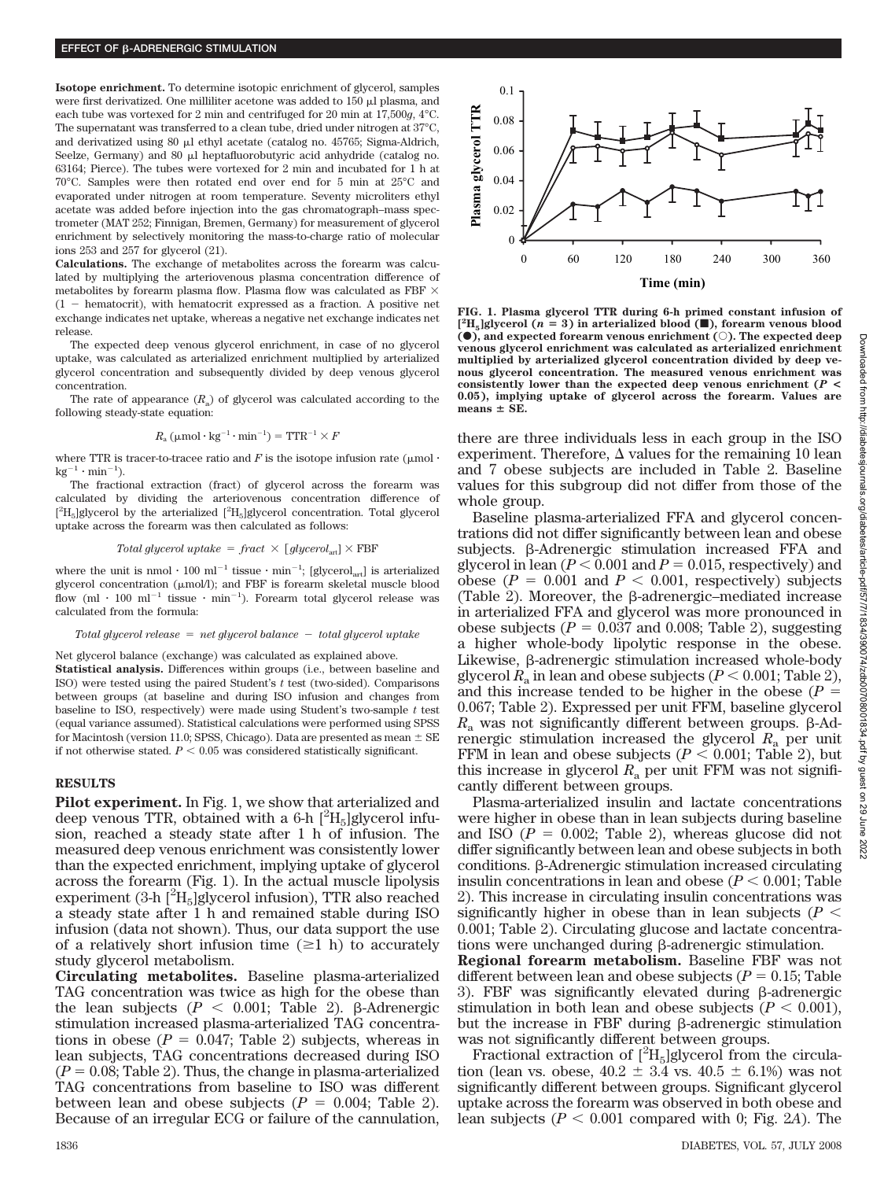**Isotope enrichment.** To determine isotopic enrichment of glycerol, samples were first derivatized. One milliliter acetone was added to 150 μl plasma, and each tube was vortexed for 2 min and centrifuged for 20 min at 17,500g, 4°C. The supernatant was transferred to a clean tube, dried under nitrogen at 37°C, and derivatized using 80 μl ethyl acetate (catalog no. 45765; Sigma-Aldrich, Seelze, Germany) and 80 μl heptafluorobutyric acid anhydride (catalog no. 63164; Pierce). The tubes were vortexed for 2 min and incubated for 1 h at 70°C. Samples were then rotated end over end for 5 min at 25°C and evaporated under nitrogen at room temperature. Seventy microliters ethyl acetate was added before injection into the gas chromatograph–mass spectrometer (MAT 252; Finnigan, Bremen, Germany) for measurement of glycerol enrichment by selectively monitoring the mass-to-charge ratio of molecular ions 253 and 257 for glycerol (21).

**Calculations.** The exchange of metabolites across the forearm was calculated by multiplying the arteriovenous plasma concentration difference of metabolites by forearm plasma flow. Plasma flow was calculated as FBF × (1 − hematocrit), with hematocrit expressed as a fraction. A positive net exchange indicates net uptake, whereas a negative net exchange indicates net release.

The expected deep venous glycerol enrichment, in case of no glycerol uptake, was calculated as arterialized enrichment multiplied by arterialized glycerol concentration and subsequently divided by deep venous glycerol concentration.

The rate of appearance ($R_a$) of glycerol was calculated according to the following steady-state equation:

$$R_a\ (\mu mol \cdot kg^{-1} \cdot min^{-1}) = TTR^{-1} \times F$$

where TTR is tracer-to-tracee ratio and F is the isotope infusion rate (μmol · kg$^{-1}$ · min$^{-1}$).

The fractional extraction (fract) of glycerol across the forearm was calculated by dividing the arteriovenous concentration difference of [$^2H_5$]glycerol by the arterialized [$^2H_5$]glycerol concentration. Total glycerol uptake across the forearm was then calculated as follows:

$$Total\ glycerol\ uptake = fract \times [glycerol_{art}] \times FBF$$

where the unit is nmol · 100 ml$^{-1}$ tissue · min$^{-1}$; [glycerol$_{art}$] is arterialized glycerol concentration (μmol/l); and FBF is forearm skeletal muscle blood flow (ml · 100 ml$^{-1}$ tissue · min$^{-1}$). Forearm total glycerol release was calculated from the formula:

$$Total\ glycerol\ release = net\ glycerol\ balance - total\ glycerol\ uptake$$

Net glycerol balance (exchange) was calculated as explained above.

**Statistical analysis.** Differences within groups (i.e., between baseline and ISO) were tested using the paired Student's t test (two-sided). Comparisons between groups (at baseline and during ISO infusion and changes from baseline to ISO, respectively) were made using Student's two-sample t test (equal variance assumed). Statistical calculations were performed using SPSS for Macintosh (version 11.0; SPSS, Chicago). Data are presented as mean ± SE if not otherwise stated. $P < 0.05$ was considered statistically significant.

## RESULTS

**Pilot experiment.** In Fig. 1, we show that arterialized and deep venous TTR, obtained with a 6-h [$^2H_5$]glycerol infusion, reached a steady state after 1 h of infusion. The measured deep venous enrichment was consistently lower than the expected enrichment, implying uptake of glycerol across the forearm (Fig. 1). In the actual muscle lipolysis experiment (3-h [$^2H_5$]glycerol infusion), TTR also reached a steady state after 1 h and remained stable during ISO infusion (data not shown). Thus, our data support the use of a relatively short infusion time (≥1 h) to accurately study glycerol metabolism.

**Circulating metabolites.** Baseline plasma-arterialized TAG concentration was twice as high for the obese than the lean subjects ($P < 0.001$; Table 2). β-Adrenergic stimulation increased plasma-arterialized TAG concentrations in obese ($P = 0.047$; Table 2) subjects, whereas in lean subjects, TAG concentrations decreased during ISO ($P = 0.08$; Table 2). Thus, the change in plasma-arterialized TAG concentrations from baseline to ISO was different between lean and obese subjects ($P = 0.004$; Table 2). Because of an irregular ECG or failure of the cannulation, there are three individuals less in each group in the ISO experiment. Therefore, Δ values for the remaining 10 lean and 7 obese subjects are included in Table 2. Baseline values for this subgroup did not differ from those of the whole group.

FIG. 1. Plasma glycerol TTR during 6-h primed constant infusion of [$^2H_5$]glycerol ($n = 3$) in arterialized blood (■), forearm venous blood (●), and expected forearm venous enrichment (○). The expected deep venous glycerol enrichment was calculated as arterialized enrichment multiplied by arterialized glycerol concentration divided by deep venous glycerol concentration. The measured venous enrichment was consistently lower than the expected deep venous enrichment ($P < 0.05$), implying uptake of glycerol across the forearm. Values are means ± SE.

Baseline plasma-arterialized FFA and glycerol concentrations did not differ significantly between lean and obese subjects. β-Adrenergic stimulation increased FFA and glycerol in lean ($P < 0.001$ and $P = 0.015$, respectively) and obese ($P = 0.001$ and $P < 0.001$, respectively) subjects (Table 2). Moreover, the β-adrenergic–mediated increase in arterialized FFA and glycerol was more pronounced in obese subjects ($P = 0.037$ and 0.008; Table 2), suggesting a higher whole-body lipolytic response in the obese. Likewise, β-adrenergic stimulation increased whole-body glycerol $R_a$ in lean and obese subjects ($P < 0.001$; Table 2), and this increase tended to be higher in the obese ($P = 0.067$; Table 2). Expressed per unit FFM, baseline glycerol $R_a$ was not significantly different between groups. β-Adrenergic stimulation increased the glycerol $R_a$ per unit FFM in lean and obese subjects ($P < 0.001$; Table 2), but this increase in glycerol $R_a$ per unit FFM was not significantly different between groups.

Plasma-arterialized insulin and lactate concentrations were higher in obese than in lean subjects during baseline and ISO ($P = 0.002$; Table 2), whereas glucose did not differ significantly between lean and obese subjects in both conditions. β-Adrenergic stimulation increased circulating insulin concentrations in lean and obese ($P < 0.001$; Table 2). This increase in circulating insulin concentrations was significantly higher in obese than in lean subjects ($P < 0.001$; Table 2). Circulating glucose and lactate concentrations were unchanged during β-adrenergic stimulation.

**Regional forearm metabolism.** Baseline FBF was not different between lean and obese subjects ($P = 0.15$; Table 3). FBF was significantly elevated during β-adrenergic stimulation in both lean and obese subjects ($P < 0.001$), but the increase in FBF during β-adrenergic stimulation was not significantly different between groups.

Fractional extraction of [$^2H_5$]glycerol from the circulation (lean vs. obese, 40.2 ± 3.4 vs. 40.5 ± 6.1%) was not significantly different between groups. Significant glycerol uptake across the forearm was observed in both obese and lean subjects ($P < 0.001$ compared with 0; Fig. 2A). The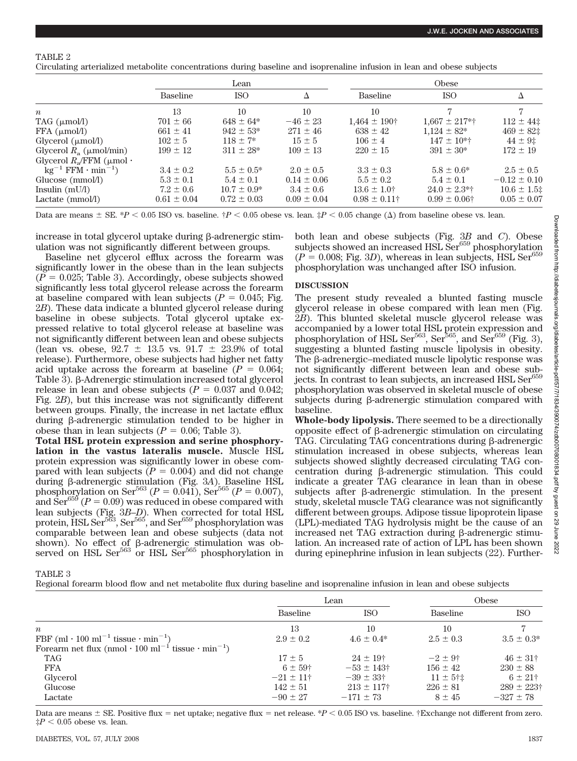TABLE 2
Circulating arterialized metabolite concentrations during baseline and isoprenaline infusion in lean and obese subjects

| | Lean | | | Obese | | |
|---|---|---|---|---|---|---|
| | Baseline | ISO | Δ | Baseline | ISO | Δ |
| $n$ | 13 | 10 | 10 | 10 | 7 | 7 |
| TAG (μmol/l) | 701 ± 66 | 648 ± 64* | −46 ± 23 | 1,464 ± 190† | 1,667 ± 217*† | 112 ± 44‡ |
| FFA (μmol/l) | 661 ± 41 | 942 ± 53* | 271 ± 46 | 638 ± 42 | 1,124 ± 82* | 469 ± 82‡ |
| Glycerol (μmol/l) | 102 ± 5 | 118 ± 7* | 15 ± 5 | 106 ± 4 | 147 ± 10*† | 44 ± 9‡ |
| Glycerol $R_a$ (μmol/min) | 199 ± 12 | 311 ± 28* | 109 ± 13 | 220 ± 15 | 391 ± 30* | 172 ± 19 |
| Glycerol $R_a$/FFM (μmol · kg$^{-1}$ FFM · min$^{-1}$) | 3.4 ± 0.2 | 5.5 ± 0.5* | 2.0 ± 0.5 | 3.3 ± 0.3 | 5.8 ± 0.6* | 2.5 ± 0.5 |
| Glucose (mmol/l) | 5.3 ± 0.1 | 5.4 ± 0.1 | 0.14 ± 0.06 | 5.5 ± 0.2 | 5.4 ± 0.1 | −0.12 ± 0.10 |
| Insulin (mU/l) | 7.2 ± 0.6 | 10.7 ± 0.9* | 3.4 ± 0.6 | 13.6 ± 1.0† | 24.0 ± 2.3*† | 10.6 ± 1.5‡ |
| Lactate (mmol/l) | 0.61 ± 0.04 | 0.72 ± 0.03 | 0.09 ± 0.04 | 0.98 ± 0.11† | 0.99 ± 0.06† | 0.05 ± 0.07 |

Data are means ± SE. *$P < 0.05$ ISO vs. baseline. †$P < 0.05$ obese vs. lean. ‡$P < 0.05$ change (Δ) from baseline obese vs. lean.

increase in total glycerol uptake during β-adrenergic stimulation was not significantly different between groups.

Baseline net glycerol efflux across the forearm was significantly lower in the obese than in the lean subjects ($P = 0.025$; Table 3). Accordingly, obese subjects showed significantly less total glycerol release across the forearm at baseline compared with lean subjects ($P = 0.045$; Fig. 2*B*). These data indicate a blunted glycerol release during baseline in obese subjects. Total glycerol uptake expressed relative to total glycerol release at baseline was not significantly different between lean and obese subjects (lean vs. obese, 92.7 ± 13.5 vs. 91.7 ± 23.9% of total release). Furthermore, obese subjects had higher net fatty acid uptake across the forearm at baseline ($P = 0.064$; Table 3). β-Adrenergic stimulation increased total glycerol release in lean and obese subjects ($P = 0.037$ and 0.042; Fig. 2*B*), but this increase was not significantly different between groups. Finally, the increase in net lactate efflux during β-adrenergic stimulation tended to be higher in obese than in lean subjects ($P = 0.06$; Table 3).

**Total HSL protein expression and serine phosphorylation in the vastus lateralis muscle.** Muscle HSL protein expression was significantly lower in obese compared with lean subjects ($P = 0.004$) and did not change during β-adrenergic stimulation (Fig. 3*A*). Baseline HSL phosphorylation on Ser$^{563}$ ($P = 0.041$), Ser$^{565}$ ($P = 0.007$), and Ser$^{659}$ ($P = 0.09$) was reduced in obese compared with lean subjects (Fig. 3*B*–*D*). When corrected for total HSL protein, HSL Ser$^{563}$, Ser$^{565}$, and Ser$^{659}$ phosphorylation was comparable between lean and obese subjects (data not shown). No effect of β-adrenergic stimulation was observed on HSL Ser$^{563}$ or HSL Ser$^{565}$ phosphorylation in both lean and obese subjects (Fig. 3*B* and *C*). Obese subjects showed an increased HSL Ser$^{659}$ phosphorylation ($P = 0.008$; Fig. 3*D*), whereas in lean subjects, HSL Ser$^{659}$ phosphorylation was unchanged after ISO infusion.

## DISCUSSION

The present study revealed a blunted fasting muscle glycerol release in obese compared with lean men (Fig. 2*B*). This blunted skeletal muscle glycerol release was accompanied by a lower total HSL protein expression and phosphorylation of HSL Ser$^{563}$, Ser$^{565}$, and Ser$^{659}$ (Fig. 3), suggesting a blunted fasting muscle lipolysis in obesity. The β-adrenergic–mediated muscle lipolytic response was not significantly different between lean and obese subjects. In contrast to lean subjects, an increased HSL Ser$^{659}$ phosphorylation was observed in skeletal muscle of obese subjects during β-adrenergic stimulation compared with baseline.

**Whole-body lipolysis.** There seemed to be a directionally opposite effect of β-adrenergic stimulation on circulating TAG. Circulating TAG concentrations during β-adrenergic stimulation increased in obese subjects, whereas lean subjects showed slightly decreased circulating TAG concentration during β-adrenergic stimulation. This could indicate a greater TAG clearance in lean than in obese subjects after β-adrenergic stimulation. In the present study, skeletal muscle TAG clearance was not significantly different between groups. Adipose tissue lipoprotein lipase (LPL)-mediated TAG hydrolysis might be the cause of an increased net TAG extraction during β-adrenergic stimulation. An increased rate of action of LPL has been shown during epinephrine infusion in lean subjects (22). Further-

TABLE 3
Regional forearm blood flow and net metabolite flux during baseline and isoprenaline infusion in lean and obese subjects

| | Lean | | Obese | |
|---|---|---|---|---|
| | Baseline | ISO | Baseline | ISO |
| $n$ | 13 | 10 | 10 | 7 |
| FBF (ml · 100 ml$^{-1}$ tissue · min$^{-1}$) | 2.9 ± 0.2 | 4.6 ± 0.4* | 2.5 ± 0.3 | 3.5 ± 0.3* |
| Forearm net flux (nmol · 100 ml$^{-1}$ tissue · min$^{-1}$) | | | | |
| TAG | 17 ± 5 | 24 ± 19† | −2 ± 9† | 46 ± 31† |
| FFA | 6 ± 59† | −53 ± 143† | 156 ± 42 | 230 ± 88 |
| Glycerol | −21 ± 11† | −39 ± 33† | 11 ± 5†‡ | 6 ± 21† |
| Glucose | 142 ± 51 | 213 ± 117† | 226 ± 81 | 289 ± 223† |
| Lactate | −90 ± 27 | −171 ± 73 | 8 ± 45 | −327 ± 78 |

Data are means ± SE. Positive flux = net uptake; negative flux = net release. *$P < 0.05$ ISO vs. baseline. †Exchange not different from zero. ‡$P < 0.05$ obese vs. lean.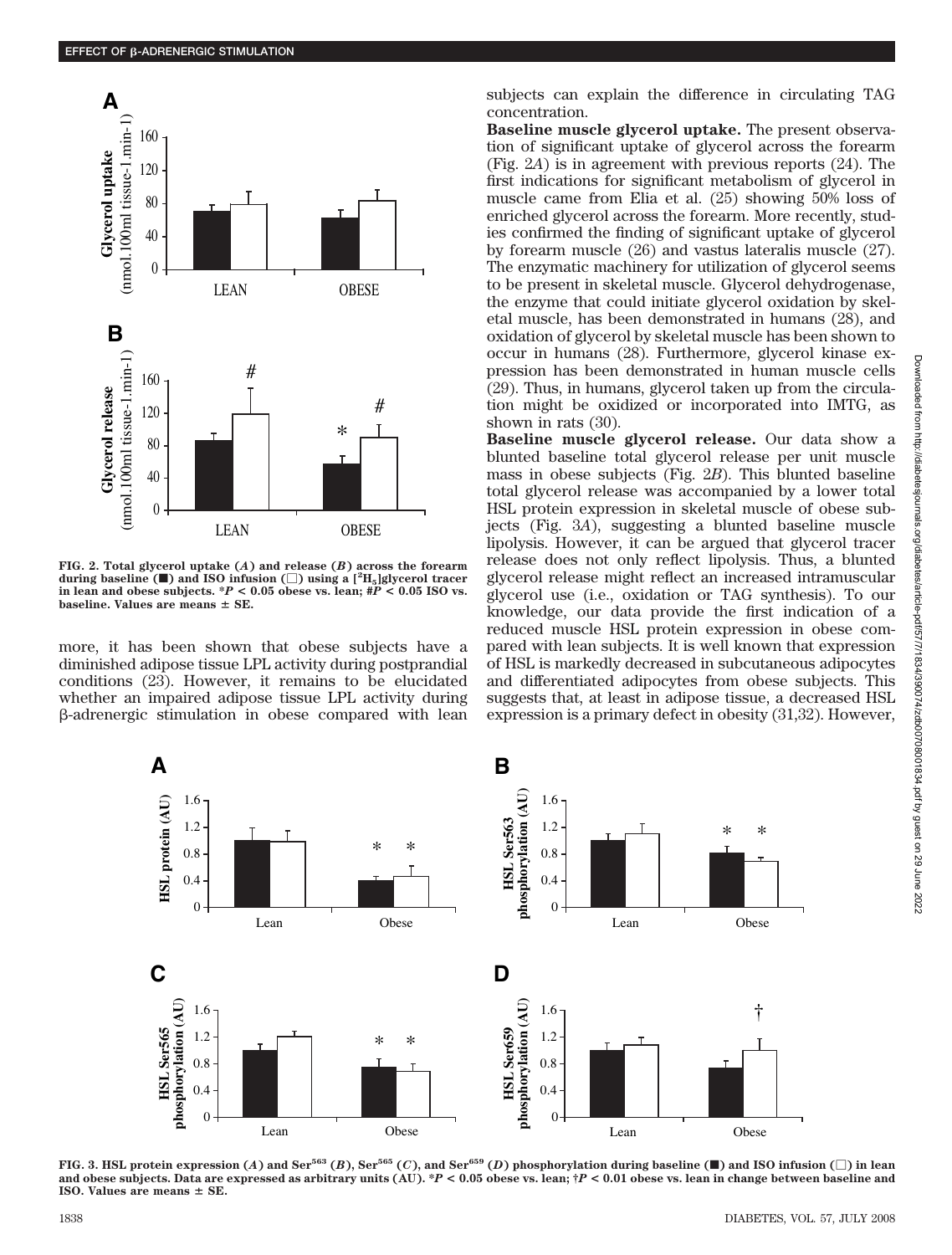FIG. 2. Total glycerol uptake (A) and release (B) across the forearm during baseline (■) and ISO infusion (□) using a [$^{2}H_{5}$]glycerol tracer in lean and obese subjects. *$P < 0.05$ obese vs. lean; #$P < 0.05$ ISO vs. baseline. Values are means ± SE.

more, it has been shown that obese subjects have a diminished adipose tissue LPL activity during postprandial conditions (23). However, it remains to be elucidated whether an impaired adipose tissue LPL activity during β-adrenergic stimulation in obese compared with lean subjects can explain the difference in circulating TAG concentration.

**Baseline muscle glycerol uptake.** The present observation of significant uptake of glycerol across the forearm (Fig. 2*A*) is in agreement with previous reports (24). The first indications for significant metabolism of glycerol in muscle came from Elia et al. (25) showing 50% loss of enriched glycerol across the forearm. More recently, studies confirmed the finding of significant uptake of glycerol by forearm muscle (26) and vastus lateralis muscle (27). The enzymatic machinery for utilization of glycerol seems to be present in skeletal muscle. Glycerol dehydrogenase, the enzyme that could initiate glycerol oxidation by skeletal muscle, has been demonstrated in humans (28), and oxidation of glycerol by skeletal muscle has been shown to occur in humans (28). Furthermore, glycerol kinase expression has been demonstrated in human muscle cells (29). Thus, in humans, glycerol taken up from the circulation might be oxidized or incorporated into IMTG, as shown in rats (30).

**Baseline muscle glycerol release.** Our data show a blunted baseline total glycerol release per unit muscle mass in obese subjects (Fig. 2*B*). This blunted baseline total glycerol release was accompanied by a lower total HSL protein expression in skeletal muscle of obese subjects (Fig. 3*A*), suggesting a blunted baseline muscle lipolysis. However, it can be argued that glycerol tracer release does not only reflect lipolysis. Thus, a blunted glycerol release might reflect an increased intramuscular glycerol use (i.e., oxidation or TAG synthesis). To our knowledge, our data provide the first indication of a reduced muscle HSL protein expression in obese compared with lean subjects. It is well known that expression of HSL is markedly decreased in subcutaneous adipocytes and differentiated adipocytes from obese subjects. This suggests that, at least in adipose tissue, a decreased HSL expression is a primary defect in obesity (31,32). However,

FIG. 3. HSL protein expression (A) and $Ser^{563}$ (B), $Ser^{565}$ (C), and $Ser^{659}$ (D) phosphorylation during baseline (■) and ISO infusion (□) in lean and obese subjects. Data are expressed as arbitrary units (AU). *$P < 0.05$ obese vs. lean; †$P < 0.01$ obese vs. lean in change between baseline and ISO. Values are means ± SE.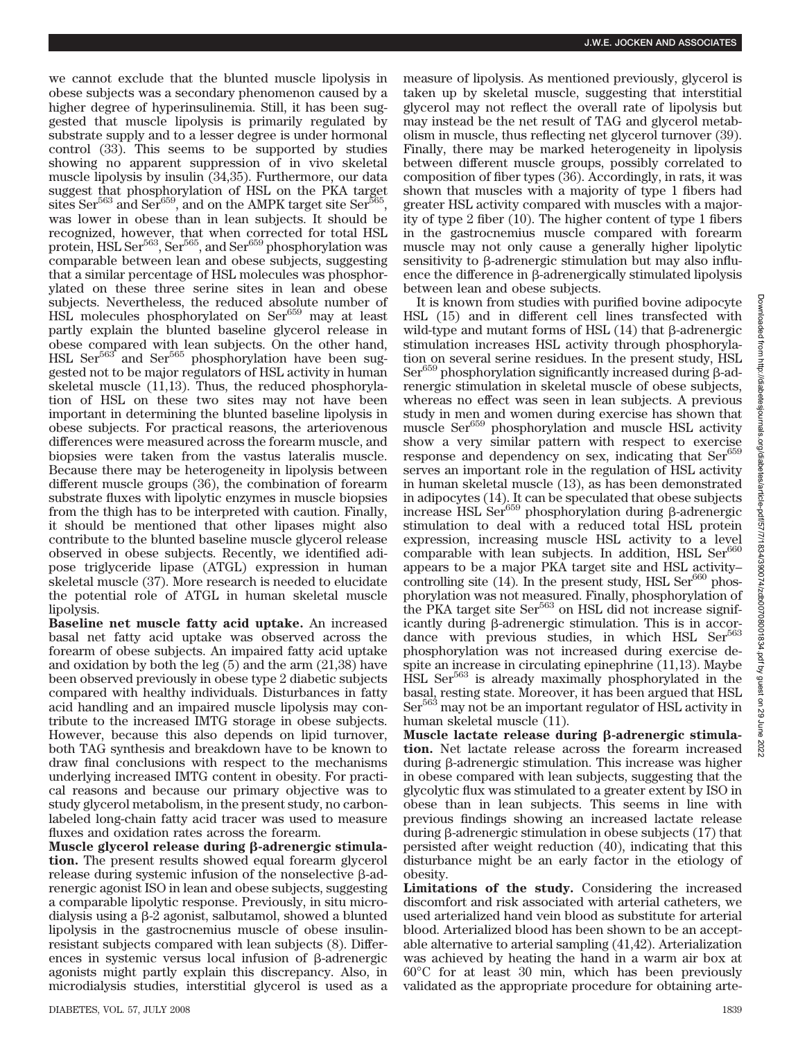we cannot exclude that the blunted muscle lipolysis in obese subjects was a secondary phenomenon caused by a higher degree of hyperinsulinemia. Still, it has been suggested that muscle lipolysis is primarily regulated by substrate supply and to a lesser degree is under hormonal control (33). This seems to be supported by studies showing no apparent suppression of in vivo skeletal muscle lipolysis by insulin (34,35). Furthermore, our data suggest that phosphorylation of HSL on the PKA target sites Ser$^{563}$ and Ser$^{659}$, and on the AMPK target site Ser$^{565}$, was lower in obese than in lean subjects. It should be recognized, however, that when corrected for total HSL protein, HSL Ser$^{563}$, Ser$^{565}$, and Ser$^{659}$ phosphorylation was comparable between lean and obese subjects, suggesting that a similar percentage of HSL molecules was phosphorylated on these three serine sites in lean and obese subjects. Nevertheless, the reduced absolute number of HSL molecules phosphorylated on Ser$^{659}$ may at least partly explain the blunted baseline glycerol release in obese compared with lean subjects. On the other hand, HSL Ser$^{563}$ and Ser$^{565}$ phosphorylation have been suggested not to be major regulators of HSL activity in human skeletal muscle (11,13). Thus, the reduced phosphorylation of HSL on these two sites may not have been important in determining the blunted baseline lipolysis in obese subjects. For practical reasons, the arteriovenous differences were measured across the forearm muscle, and biopsies were taken from the vastus lateralis muscle. Because there may be heterogeneity in lipolysis between different muscle groups (36), the combination of forearm substrate fluxes with lipolytic enzymes in muscle biopsies from the thigh has to be interpreted with caution. Finally, it should be mentioned that other lipases might also contribute to the blunted baseline muscle glycerol release observed in obese subjects. Recently, we identified adipose triglyceride lipase (ATGL) expression in human skeletal muscle (37). More research is needed to elucidate the potential role of ATGL in human skeletal muscle lipolysis.

**Baseline net muscle fatty acid uptake.** An increased basal net fatty acid uptake was observed across the forearm of obese subjects. An impaired fatty acid uptake and oxidation by both the leg (5) and the arm (21,38) have been observed previously in obese type 2 diabetic subjects compared with healthy individuals. Disturbances in fatty acid handling and an impaired muscle lipolysis may contribute to the increased IMTG storage in obese subjects. However, because this also depends on lipid turnover, both TAG synthesis and breakdown have to be known to draw final conclusions with respect to the mechanisms underlying increased IMTG content in obesity. For practical reasons and because our primary objective was to study glycerol metabolism, in the present study, no carbon-labeled long-chain fatty acid tracer was used to measure fluxes and oxidation rates across the forearm.

**Muscle glycerol release during β-adrenergic stimulation.** The present results showed equal forearm glycerol release during systemic infusion of the nonselective β-adrenergic agonist ISO in lean and obese subjects, suggesting a comparable lipolytic response. Previously, in situ microdialysis using a β-2 agonist, salbutamol, showed a blunted lipolysis in the gastrocnemius muscle of obese insulin-resistant subjects compared with lean subjects (8). Differences in systemic versus local infusion of β-adrenergic agonists might partly explain this discrepancy. Also, in microdialysis studies, interstitial glycerol is used as a measure of lipolysis. As mentioned previously, glycerol is taken up by skeletal muscle, suggesting that interstitial glycerol may not reflect the overall rate of lipolysis but may instead be the net result of TAG and glycerol metabolism in muscle, thus reflecting net glycerol turnover (39). Finally, there may be marked heterogeneity in lipolysis between different muscle groups, possibly correlated to composition of fiber types (36). Accordingly, in rats, it was shown that muscles with a majority of type 1 fibers had greater HSL activity compared with muscles with a majority of type 2 fiber (10). The higher content of type 1 fibers in the gastrocnemius muscle compared with forearm muscle may not only cause a generally higher lipolytic sensitivity to β-adrenergic stimulation but may also influence the difference in β-adrenergically stimulated lipolysis between lean and obese subjects.

It is known from studies with purified bovine adipocyte HSL (15) and in different cell lines transfected with wild-type and mutant forms of HSL (14) that β-adrenergic stimulation increases HSL activity through phosphorylation on several serine residues. In the present study, HSL Ser$^{659}$ phosphorylation significantly increased during β-adrenergic stimulation in skeletal muscle of obese subjects, whereas no effect was seen in lean subjects. A previous study in men and women during exercise has shown that muscle Ser$^{659}$ phosphorylation and muscle HSL activity show a very similar pattern with respect to exercise response and dependency on sex, indicating that Ser$^{659}$ serves an important role in the regulation of HSL activity in human skeletal muscle (13), as has been demonstrated in adipocytes (14). It can be speculated that obese subjects increase HSL Ser$^{659}$ phosphorylation during β-adrenergic stimulation to deal with a reduced total HSL protein expression, increasing muscle HSL activity to a level comparable with lean subjects. In addition, HSL Ser$^{660}$ appears to be a major PKA target site and HSL activity–controlling site (14). In the present study, HSL Ser$^{660}$ phosphorylation was not measured. Finally, phosphorylation of the PKA target site Ser$^{563}$ on HSL did not increase significantly during β-adrenergic stimulation. This is in accordance with previous studies, in which HSL Ser$^{563}$ phosphorylation was not increased during exercise despite an increase in circulating epinephrine (11,13). Maybe HSL Ser$^{563}$ is already maximally phosphorylated in the basal, resting state. Moreover, it has been argued that HSL Ser$^{563}$ may not be an important regulator of HSL activity in human skeletal muscle (11).

**Muscle lactate release during β-adrenergic stimulation.** Net lactate release across the forearm increased during β-adrenergic stimulation. This increase was higher in obese compared with lean subjects, suggesting that the glycolytic flux was stimulated to a greater extent by ISO in obese than in lean subjects. This seems in line with previous findings showing an increased lactate release during β-adrenergic stimulation in obese subjects (17) that persisted after weight reduction (40), indicating that this disturbance might be an early factor in the etiology of obesity.

**Limitations of the study.** Considering the increased discomfort and risk associated with arterial catheters, we used arterialized hand vein blood as substitute for arterial blood. Arterialized blood has been shown to be an acceptable alternative to arterial sampling (41,42). Arterialization was achieved by heating the hand in a warm air box at 60°C for at least 30 min, which has been previously validated as the appropriate procedure for obtaining arte-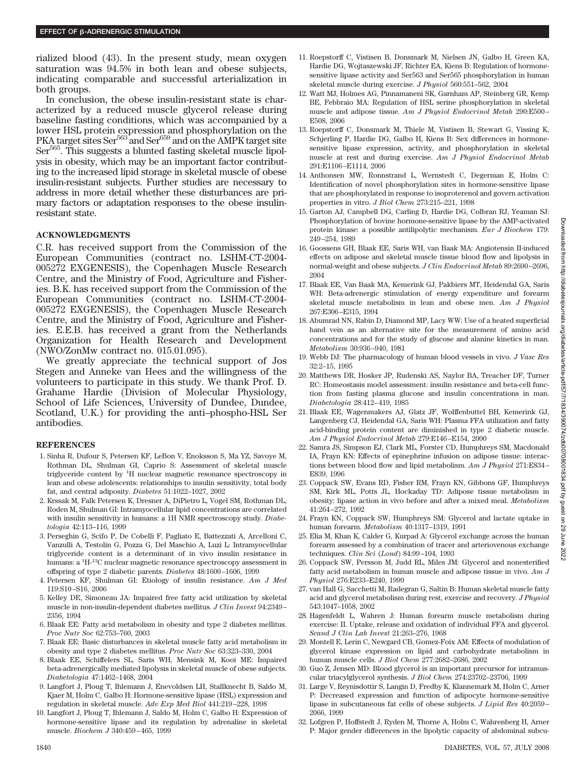rialized blood (43). In the present study, mean oxygen saturation was 94.5% in both lean and obese subjects, indicating comparable and successful arterialization in both groups.

In conclusion, the obese insulin-resistant state is characterized by a reduced muscle glycerol release during baseline fasting conditions, which was accompanied by a lower HSL protein expression and phosphorylation on the PKA target sites $Ser^{563}$ and $Ser^{659}$ and on the AMPK target site $Ser^{565}$. This suggests a blunted fasting skeletal muscle lipolysis in obesity, which may be an important factor contributing to the increased lipid storage in skeletal muscle of obese insulin-resistant subjects. Further studies are necessary to address in more detail whether these disturbances are primary factors or adaptation responses to the obese insulin-resistant state.

## ACKNOWLEDGMENTS

C.R. has received support from the Commission of the European Communities (contract no. LSHM-CT-2004-005272 EXGENESIS), the Copenhagen Muscle Research Centre, and the Ministry of Food, Agriculture and Fisheries. B.K. has received support from the Commission of the European Communities (contract no. LSHM-CT-2004-005272 EXGENESIS), the Copenhagen Muscle Research Centre, and the Ministry of Food, Agriculture and Fisheries. E.E.B. has received a grant from the Netherlands Organization for Health Research and Development (NWO/ZonMw contract no. 015.01.095).

We greatly appreciate the technical support of Jos Stegen and Anneke van Hees and the willingness of the volunteers to participate in this study. We thank Prof. D. Grahame Hardie (Division of Molecular Physiology, School of Life Sciences, University of Dundee, Dundee, Scotland, U.K.) for providing the anti–phospho-HSL Ser antibodies.

## REFERENCES

1. Sinha R, Dufour S, Petersen KF, LeBon V, Enoksson S, Ma YZ, Savoye M, Rothman DL, Shulman GI, Caprio S: Assessment of skeletal muscle triglyceride content by $^{1}$H nuclear magnetic resonance spectroscopy in lean and obese adolescents: relationships to insulin sensitivity, total body fat, and central adiposity. *Diabetes* 51:1022–1027, 2002
2. Krssak M, Falk Petersen K, Dresner A, DiPietro L, Vogel SM, Rothman DL, Roden M, Shulman GI: Intramyocellular lipid concentrations are correlated with insulin sensitivity in humans: a 1H NMR spectroscopy study. *Diabetologia* 42:113–116, 1999
3. Perseghin G, Scifo P, De Cobelli F, Pagliato E, Battezzati A, Arcelloni C, Vanzulli A, Testolin G, Pozza G, Del Maschio A, Luzi L: Intramyocellular triglyceride content is a determinant of in vivo insulin resistance in humans: a $^{1}$H-$^{13}$C nuclear magnetic resonance spectroscopy assessment in offspring of type 2 diabetic parents. *Diabetes* 48:1600–1606, 1999
4. Petersen KF, Shulman GI: Etiology of insulin resistance. *Am J Med* 119:S10–S16, 2006
5. Kelley DE, Simoneau JA: Impaired free fatty acid utilization by skeletal muscle in non-insulin-dependent diabetes mellitus. *J Clin Invest* 94:2349–2356, 1994
6. Blaak EE: Fatty acid metabolism in obesity and type 2 diabetes mellitus. *Proc Nutr Soc* 62:753–760, 2003
7. Blaak EE: Basic disturbances in skeletal muscle fatty acid metabolism in obesity and type 2 diabetes mellitus. *Proc Nutr Soc* 63:323–330, 2004
8. Blaak EE, Schiffelers SL, Saris WH, Mensink M, Kooi ME: Impaired beta-adrenergically mediated lipolysis in skeletal muscle of obese subjects. *Diabetologia* 47:1462–1468, 2004
9. Langfort J, Ploug T, Ihlemann J, Enevoldsen LH, Stallknecht B, Saldo M, Kjaer M, Holm C, Galbo H: Hormone-sensitive lipase (HSL) expression and regulation in skeletal muscle. *Adv Exp Med Biol* 441:219–228, 1998
10. Langfort J, Ploug T, Ihlemann J, Saldo M, Holm C, Galbo H: Expression of hormone-sensitive lipase and its regulation by adrenaline in skeletal muscle. *Biochem J* 340:459–465, 1999
11. Roepstorff C, Vistisen B, Donsmark M, Nielsen JN, Galbo H, Green KA, Hardie DG, Wojtaszewski JF, Richter EA, Kiens B: Regulation of hormone-sensitive lipase activity and Ser563 and Ser565 phosphorylation in human skeletal muscle during exercise. *J Physiol* 560:551–562, 2004
12. Watt MJ, Holmes AG, Pinnamaneni SK, Garnham AP, Steinberg GR, Kemp BE, Febbraio MA: Regulation of HSL serine phosphorylation in skeletal muscle and adipose tissue. *Am J Physiol Endocrinol Metab* 290:E500–E508, 2006
13. Roepstorff C, Donsmark M, Thiele M, Vistisen B, Stewart G, Vissing K, Schjerling P, Hardie DG, Galbo H, Kiens B: Sex differences in hormone-sensitive lipase expression, activity, and phosphorylation in skeletal muscle at rest and during exercise. *Am J Physiol Endocrinol Metab* 291:E1106–E1114, 2006
14. Anthonsen MW, Ronnstrand L, Wernstedt C, Degerman E, Holm C: Identification of novel phosphorylation sites in hormone-sensitive lipase that are phosphorylated in response to isoproterenol and govern activation properties in vitro. *J Biol Chem* 273:215–221, 1998
15. Garton AJ, Campbell DG, Carling D, Hardie DG, Colbran RJ, Yeaman SJ: Phosphorylation of bovine hormone-sensitive lipase by the AMP-activated protein kinase: a possible antilipolytic mechanism. *Eur J Biochem* 179:249–254, 1989
16. Goossens GH, Blaak EE, Saris WH, van Baak MA: Angiotensin II-induced effects on adipose and skeletal muscle tissue blood flow and lipolysis in normal-weight and obese subjects. *J Clin Endocrinol Metab* 89:2690–2696, 2004
17. Blaak EE, Van Baak MA, Kemerink GJ, Pakbiers MT, Heidendal GA, Saris WH: Beta-adrenergic stimulation of energy expenditure and forearm skeletal muscle metabolism in lean and obese men. *Am J Physiol* 267:E306–E315, 1994
18. Abumrad NN, Rabin D, Diamond MP, Lacy WW: Use of a heated superficial hand vein as an alternative site for the measurement of amino acid concentrations and for the study of glucose and alanine kinetics in man. *Metabolism* 30:936–940, 1981
19. Webb DJ: The pharmacology of human blood vessels in vivo. *J Vasc Res* 32:2–15, 1995
20. Matthews DR, Hosker JP, Rudenski AS, Naylor BA, Treacher DF, Turner RC: Homeostasis model assessment: insulin resistance and beta-cell function from fasting plasma glucose and insulin concentrations in man. *Diabetologia* 28:412–419, 1985
21. Blaak EE, Wagenmakers AJ, Glatz JF, Wolffenbuttel BH, Kemerink GJ, Langenberg CJ, Heidendal GA, Saris WH: Plasma FFA utilization and fatty acid-binding protein content are diminished in type 2 diabetic muscle. *Am J Physiol Endocrinol Metab* 279:E146–E154, 2000
22. Samra JS, Simpson EJ, Clark ML, Forster CD, Humphreys SM, Macdonald IA, Frayn KN: Effects of epinephrine infusion on adipose tissue: interactions between blood flow and lipid metabolism. *Am J Physiol* 271:E834–E839, 1996
23. Coppack SW, Evans RD, Fisher RM, Frayn KN, Gibbons GF, Humphreys SM, Kirk ML, Potts JL, Hockaday TD: Adipose tissue metabolism in obesity: lipase action in vivo before and after a mixed meal. *Metabolism* 41:264–272, 1992
24. Frayn KN, Coppack SW, Humphreys SM: Glycerol and lactate uptake in human forearm. *Metabolism* 40:1317–1319, 1991
25. Elia M, Khan K, Calder G, Kurpad A: Glycerol exchange across the human forearm assessed by a combination of tracer and arteriovenous exchange techniques. *Clin Sci* (*Lond*) 84:99–104, 1993
26. Coppack SW, Persson M, Judd RL, Miles JM: Glycerol and nonesterified fatty acid metabolism in human muscle and adipose tissue in vivo. *Am J Physiol* 276:E233–E240, 1999
27. van Hall G, Sacchetti M, Radegran G, Saltin B: Human skeletal muscle fatty acid and glycerol metabolism during rest, exercise and recovery. *J Physiol* 543:1047–1058, 2002
28. Hagenfeldt L, Wahren J: Human forearm muscle metabolism during exercise: II. Uptake, release and oxidation of individual FFA and glycerol. *Scand J Clin Lab Invest* 21:263–276, 1968
29. Montell E, Lerin C, Newgard CB, Gomez-Foix AM: Effects of modulation of glycerol kinase expression on lipid and carbohydrate metabolism in human muscle cells. *J Biol Chem* 277:2682–2686, 2002
30. Guo Z, Jensen MD: Blood glycerol is an important precursor for intramuscular triacylglycerol synthesis. *J Biol Chem* 274:23702–23706, 1999
31. Large V, Reynisdottir S, Langin D, Fredby K, Klannemark M, Holm C, Arner P: Decreased expression and function of adipocyte hormone-sensitive lipase in subcutaneous fat cells of obese subjects. *J Lipid Res* 40:2059–2066, 1999
32. Lofgren P, Hoffstedt J, Ryden M, Thorne A, Holm C, Wahrenberg H, Arner P: Major gender differences in the lipolytic capacity of abdominal subcu-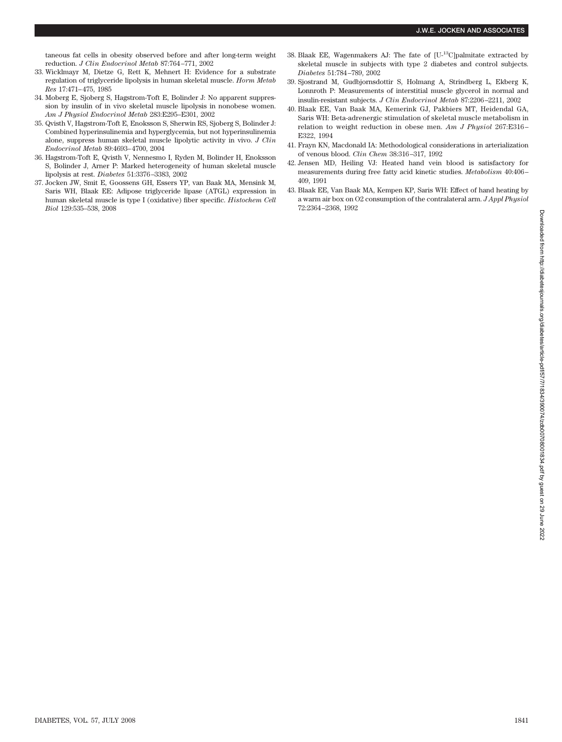taneous fat cells in obesity observed before and after long-term weight reduction. *J Clin Endocrinol Metab* 87:764–771, 2002

33. Wicklmayr M, Dietze G, Rett K, Mehnert H: Evidence for a substrate regulation of triglyceride lipolysis in human skeletal muscle. *Horm Metab Res* 17:471–475, 1985
34. Moberg E, Sjoberg S, Hagstrom-Toft E, Bolinder J: No apparent suppression by insulin of in vivo skeletal muscle lipolysis in nonobese women. *Am J Physiol Endocrinol Metab* 283:E295–E301, 2002
35. Qvisth V, Hagstrom-Toft E, Enoksson S, Sherwin RS, Sjoberg S, Bolinder J: Combined hyperinsulinemia and hyperglycemia, but not hyperinsulinemia alone, suppress human skeletal muscle lipolytic activity in vivo. *J Clin Endocrinol Metab* 89:4693–4700, 2004
36. Hagstrom-Toft E, Qvisth V, Nennesmo I, Ryden M, Bolinder H, Enoksson S, Bolinder J, Arner P: Marked heterogeneity of human skeletal muscle lipolysis at rest. *Diabetes* 51:3376–3383, 2002
37. Jocken JW, Smit E, Goossens GH, Essers YP, van Baak MA, Mensink M, Saris WH, Blaak EE: Adipose triglyceride lipase (ATGL) expression in human skeletal muscle is type I (oxidative) fiber specific. *Histochem Cell Biol* 129:535–538, 2008
38. Blaak EE, Wagenmakers AJ: The fate of [U-$^{13}$C]palmitate extracted by skeletal muscle in subjects with type 2 diabetes and control subjects. *Diabetes* 51:784–789, 2002
39. Sjostrand M, Gudbjornsdottir S, Holmang A, Strindberg L, Ekberg K, Lonnroth P: Measurements of interstitial muscle glycerol in normal and insulin-resistant subjects. *J Clin Endocrinol Metab* 87:2206–2211, 2002
40. Blaak EE, Van Baak MA, Kemerink GJ, Pakbiers MT, Heidendal GA, Saris WH: Beta-adrenergic stimulation of skeletal muscle metabolism in relation to weight reduction in obese men. *Am J Physiol* 267:E316–E322, 1994
41. Frayn KN, Macdonald IA: Methodological considerations in arterialization of venous blood. *Clin Chem* 38:316–317, 1992
42. Jensen MD, Heiling VJ: Heated hand vein blood is satisfactory for measurements during free fatty acid kinetic studies. *Metabolism* 40:406–409, 1991
43. Blaak EE, Van Baak MA, Kempen KP, Saris WH: Effect of hand heating by a warm air box on O2 consumption of the contralateral arm. *J Appl Physiol* 72:2364–2368, 1992